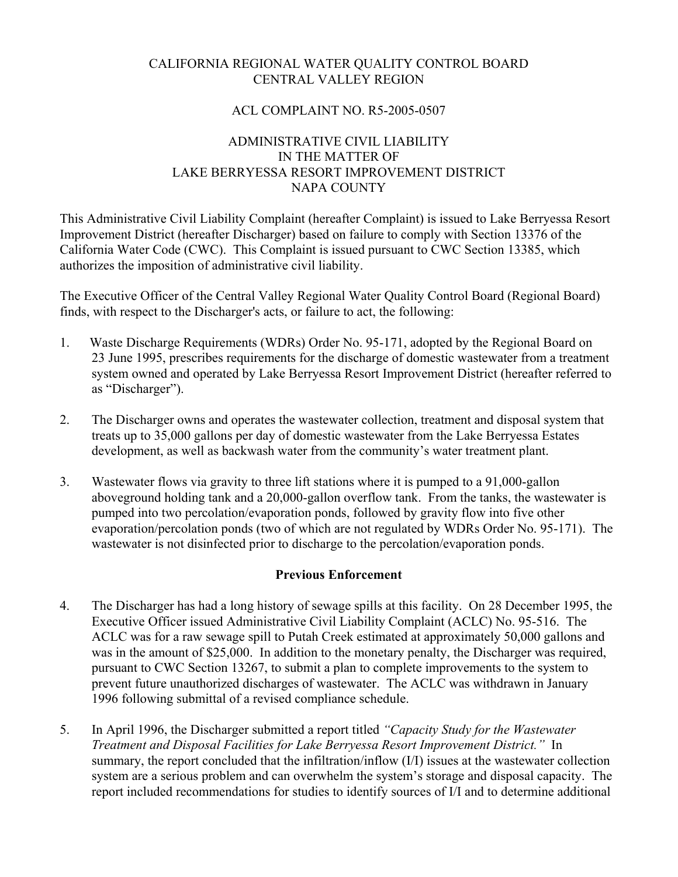CALIFORNIA REGIONAL WATER QUALITY CONTROL BOARD
CENTRAL VALLEY REGION

ACL COMPLAINT NO. R5-2005-0507

ADMINISTRATIVE CIVIL LIABILITY
IN THE MATTER OF
LAKE BERRYESSA RESORT IMPROVEMENT DISTRICT
NAPA COUNTY

This Administrative Civil Liability Complaint (hereafter Complaint) is issued to Lake Berryessa Resort Improvement District (hereafter Discharger) based on failure to comply with Section 13376 of the California Water Code (CWC). This Complaint is issued pursuant to CWC Section 13385, which authorizes the imposition of administrative civil liability.

The Executive Officer of the Central Valley Regional Water Quality Control Board (Regional Board) finds, with respect to the Discharger's acts, or failure to act, the following:

1. Waste Discharge Requirements (WDRs) Order No. 95-171, adopted by the Regional Board on 23 June 1995, prescribes requirements for the discharge of domestic wastewater from a treatment system owned and operated by Lake Berryessa Resort Improvement District (hereafter referred to as "Discharger").

2. The Discharger owns and operates the wastewater collection, treatment and disposal system that treats up to 35,000 gallons per day of domestic wastewater from the Lake Berryessa Estates development, as well as backwash water from the community's water treatment plant.

3. Wastewater flows via gravity to three lift stations where it is pumped to a 91,000-gallon aboveground holding tank and a 20,000-gallon overflow tank. From the tanks, the wastewater is pumped into two percolation/evaporation ponds, followed by gravity flow into five other evaporation/percolation ponds (two of which are not regulated by WDRs Order No. 95-171). The wastewater is not disinfected prior to discharge to the percolation/evaporation ponds.

**Previous Enforcement**

4. The Discharger has had a long history of sewage spills at this facility. On 28 December 1995, the Executive Officer issued Administrative Civil Liability Complaint (ACLC) No. 95-516. The ACLC was for a raw sewage spill to Putah Creek estimated at approximately 50,000 gallons and was in the amount of $25,000. In addition to the monetary penalty, the Discharger was required, pursuant to CWC Section 13267, to submit a plan to complete improvements to the system to prevent future unauthorized discharges of wastewater. The ACLC was withdrawn in January 1996 following submittal of a revised compliance schedule.

5. In April 1996, the Discharger submitted a report titled *"Capacity Study for the Wastewater Treatment and Disposal Facilities for Lake Berryessa Resort Improvement District."* In summary, the report concluded that the infiltration/inflow (I/I) issues at the wastewater collection system are a serious problem and can overwhelm the system's storage and disposal capacity. The report included recommendations for studies to identify sources of I/I and to determine additional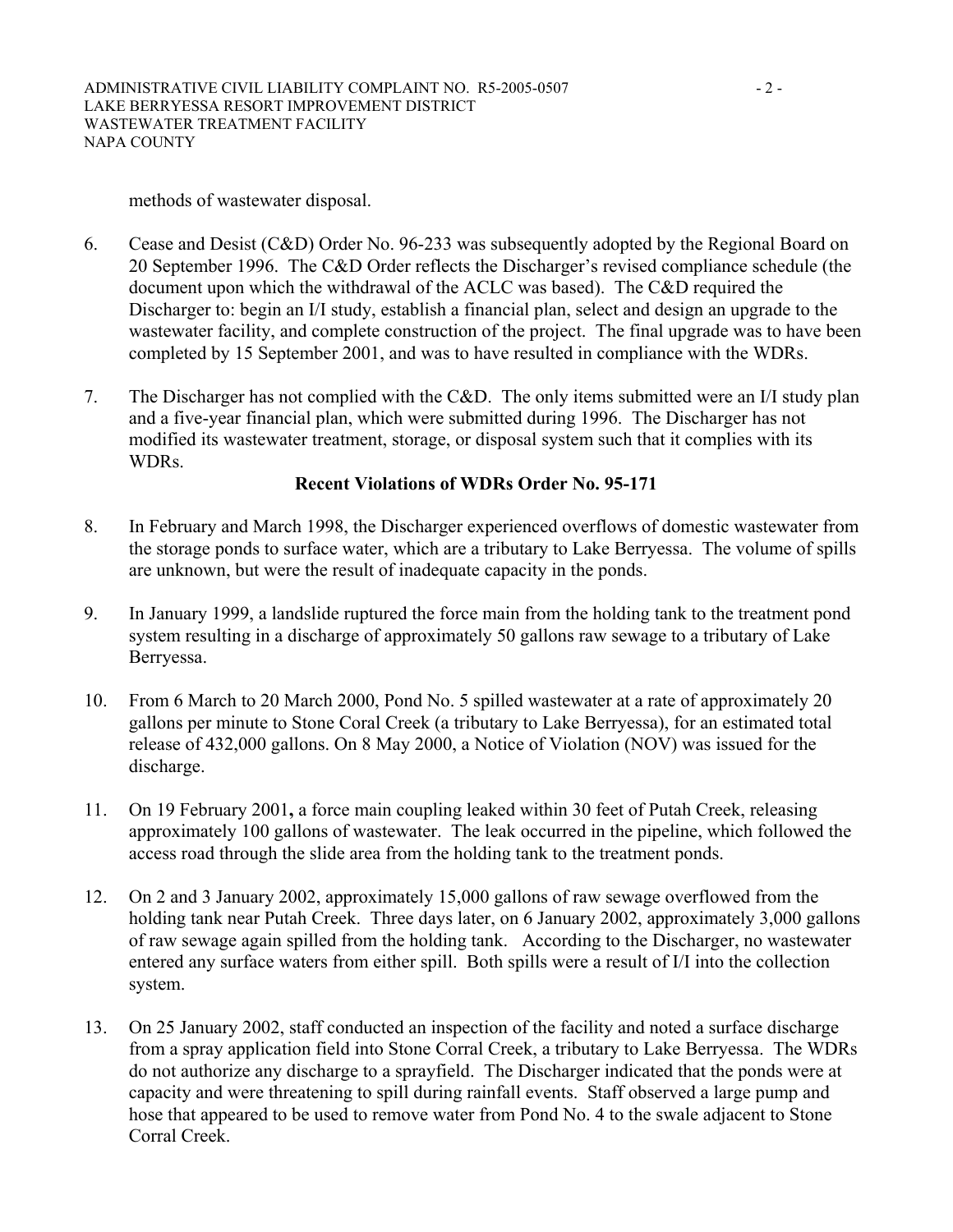methods of wastewater disposal.

6. Cease and Desist (C&D) Order No. 96-233 was subsequently adopted by the Regional Board on 20 September 1996. The C&D Order reflects the Discharger's revised compliance schedule (the document upon which the withdrawal of the ACLC was based). The C&D required the Discharger to: begin an I/I study, establish a financial plan, select and design an upgrade to the wastewater facility, and complete construction of the project. The final upgrade was to have been completed by 15 September 2001, and was to have resulted in compliance with the WDRs.

7. The Discharger has not complied with the C&D. The only items submitted were an I/I study plan and a five-year financial plan, which were submitted during 1996. The Discharger has not modified its wastewater treatment, storage, or disposal system such that it complies with its WDRs.

**Recent Violations of WDRs Order No. 95-171**

8. In February and March 1998, the Discharger experienced overflows of domestic wastewater from the storage ponds to surface water, which are a tributary to Lake Berryessa. The volume of spills are unknown, but were the result of inadequate capacity in the ponds.

9. In January 1999, a landslide ruptured the force main from the holding tank to the treatment pond system resulting in a discharge of approximately 50 gallons raw sewage to a tributary of Lake Berryessa.

10. From 6 March to 20 March 2000, Pond No. 5 spilled wastewater at a rate of approximately 20 gallons per minute to Stone Coral Creek (a tributary to Lake Berryessa), for an estimated total release of 432,000 gallons. On 8 May 2000, a Notice of Violation (NOV) was issued for the discharge.

11. On 19 February 2001**,** a force main coupling leaked within 30 feet of Putah Creek, releasing approximately 100 gallons of wastewater. The leak occurred in the pipeline, which followed the access road through the slide area from the holding tank to the treatment ponds.

12. On 2 and 3 January 2002, approximately 15,000 gallons of raw sewage overflowed from the holding tank near Putah Creek. Three days later, on 6 January 2002, approximately 3,000 gallons of raw sewage again spilled from the holding tank. According to the Discharger, no wastewater entered any surface waters from either spill. Both spills were a result of I/I into the collection system.

13. On 25 January 2002, staff conducted an inspection of the facility and noted a surface discharge from a spray application field into Stone Corral Creek, a tributary to Lake Berryessa. The WDRs do not authorize any discharge to a sprayfield. The Discharger indicated that the ponds were at capacity and were threatening to spill during rainfall events. Staff observed a large pump and hose that appeared to be used to remove water from Pond No. 4 to the swale adjacent to Stone Corral Creek.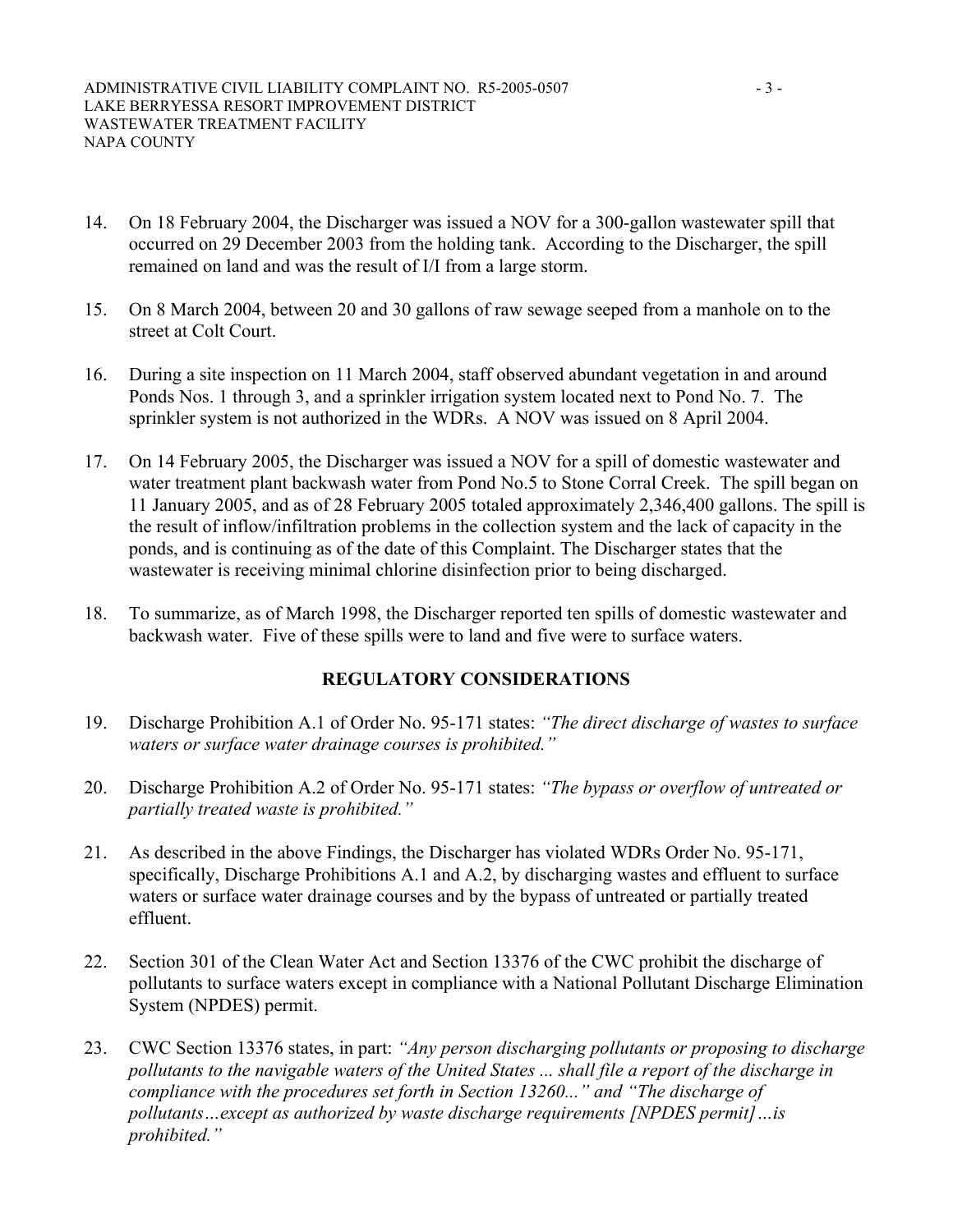14. On 18 February 2004, the Discharger was issued a NOV for a 300-gallon wastewater spill that occurred on 29 December 2003 from the holding tank. According to the Discharger, the spill remained on land and was the result of I/I from a large storm.

15. On 8 March 2004, between 20 and 30 gallons of raw sewage seeped from a manhole on to the street at Colt Court.

16. During a site inspection on 11 March 2004, staff observed abundant vegetation in and around Ponds Nos. 1 through 3, and a sprinkler irrigation system located next to Pond No. 7. The sprinkler system is not authorized in the WDRs. A NOV was issued on 8 April 2004.

17. On 14 February 2005, the Discharger was issued a NOV for a spill of domestic wastewater and water treatment plant backwash water from Pond No.5 to Stone Corral Creek. The spill began on 11 January 2005, and as of 28 February 2005 totaled approximately 2,346,400 gallons. The spill is the result of inflow/infiltration problems in the collection system and the lack of capacity in the ponds, and is continuing as of the date of this Complaint. The Discharger states that the wastewater is receiving minimal chlorine disinfection prior to being discharged.

18. To summarize, as of March 1998, the Discharger reported ten spills of domestic wastewater and backwash water. Five of these spills were to land and five were to surface waters.

## REGULATORY CONSIDERATIONS

19. Discharge Prohibition A.1 of Order No. 95-171 states: *"The direct discharge of wastes to surface waters or surface water drainage courses is prohibited."*

20. Discharge Prohibition A.2 of Order No. 95-171 states: *"The bypass or overflow of untreated or partially treated waste is prohibited."*

21. As described in the above Findings, the Discharger has violated WDRs Order No. 95-171, specifically, Discharge Prohibitions A.1 and A.2, by discharging wastes and effluent to surface waters or surface water drainage courses and by the bypass of untreated or partially treated effluent.

22. Section 301 of the Clean Water Act and Section 13376 of the CWC prohibit the discharge of pollutants to surface waters except in compliance with a National Pollutant Discharge Elimination System (NPDES) permit.

23. CWC Section 13376 states, in part: *"Any person discharging pollutants or proposing to discharge pollutants to the navigable waters of the United States ... shall file a report of the discharge in compliance with the procedures set forth in Section 13260..." and "The discharge of pollutants…except as authorized by waste discharge requirements [NPDES permit]…is prohibited."*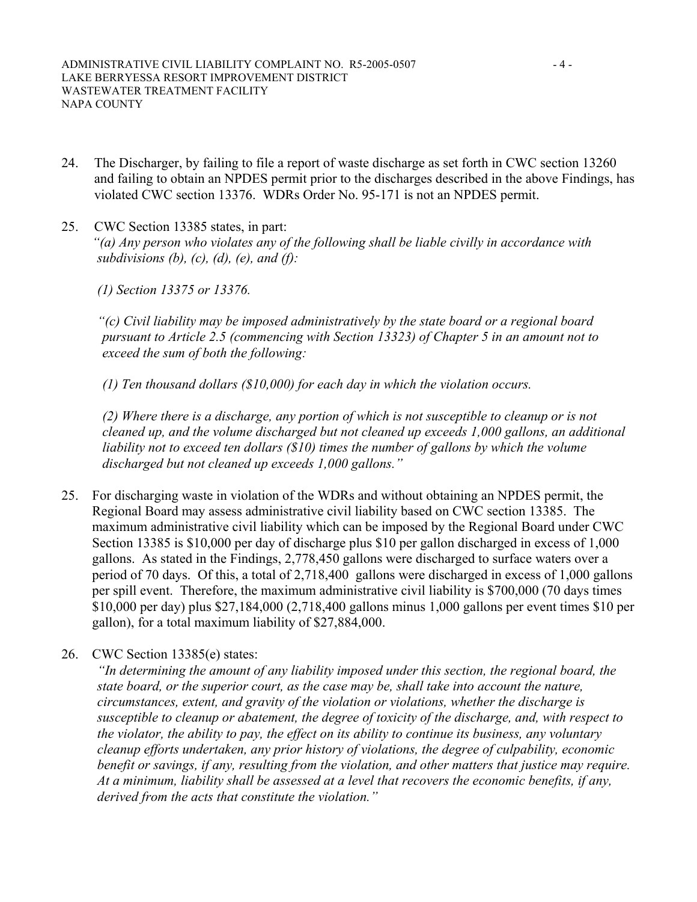24. The Discharger, by failing to file a report of waste discharge as set forth in CWC section 13260 and failing to obtain an NPDES permit prior to the discharges described in the above Findings, has violated CWC section 13376. WDRs Order No. 95-171 is not an NPDES permit.

25. CWC Section 13385 states, in part:
*"(a) Any person who violates any of the following shall be liable civilly in accordance with subdivisions (b), (c), (d), (e), and (f):*

*(1) Section 13375 or 13376.*

*"(c) Civil liability may be imposed administratively by the state board or a regional board pursuant to Article 2.5 (commencing with Section 13323) of Chapter 5 in an amount not to exceed the sum of both the following:*

*(1) Ten thousand dollars ($10,000) for each day in which the violation occurs.*

*(2) Where there is a discharge, any portion of which is not susceptible to cleanup or is not cleaned up, and the volume discharged but not cleaned up exceeds 1,000 gallons, an additional liability not to exceed ten dollars ($10) times the number of gallons by which the volume discharged but not cleaned up exceeds 1,000 gallons."*

25. For discharging waste in violation of the WDRs and without obtaining an NPDES permit, the Regional Board may assess administrative civil liability based on CWC section 13385. The maximum administrative civil liability which can be imposed by the Regional Board under CWC Section 13385 is $10,000 per day of discharge plus $10 per gallon discharged in excess of 1,000 gallons. As stated in the Findings, 2,778,450 gallons were discharged to surface waters over a period of 70 days. Of this, a total of 2,718,400 gallons were discharged in excess of 1,000 gallons per spill event. Therefore, the maximum administrative civil liability is $700,000 (70 days times $10,000 per day) plus $27,184,000 (2,718,400 gallons minus 1,000 gallons per event times $10 per gallon), for a total maximum liability of $27,884,000.

26. CWC Section 13385(e) states:
*"In determining the amount of any liability imposed under this section, the regional board, the state board, or the superior court, as the case may be, shall take into account the nature, circumstances, extent, and gravity of the violation or violations, whether the discharge is susceptible to cleanup or abatement, the degree of toxicity of the discharge, and, with respect to the violator, the ability to pay, the effect on its ability to continue its business, any voluntary cleanup efforts undertaken, any prior history of violations, the degree of culpability, economic benefit or savings, if any, resulting from the violation, and other matters that justice may require. At a minimum, liability shall be assessed at a level that recovers the economic benefits, if any, derived from the acts that constitute the violation."*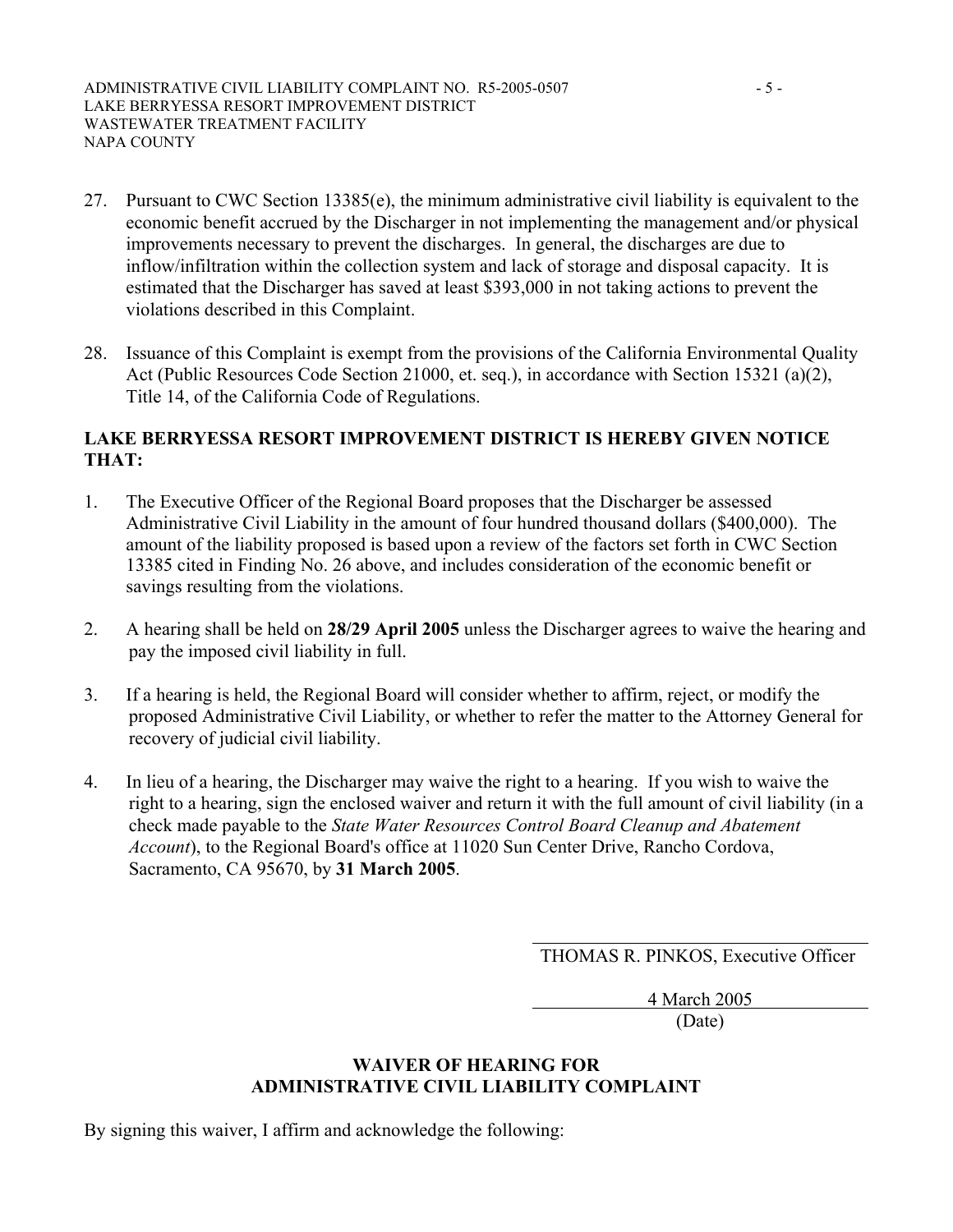27. Pursuant to CWC Section 13385(e), the minimum administrative civil liability is equivalent to the economic benefit accrued by the Discharger in not implementing the management and/or physical improvements necessary to prevent the discharges. In general, the discharges are due to inflow/infiltration within the collection system and lack of storage and disposal capacity. It is estimated that the Discharger has saved at least $393,000 in not taking actions to prevent the violations described in this Complaint.

28. Issuance of this Complaint is exempt from the provisions of the California Environmental Quality Act (Public Resources Code Section 21000, et. seq.), in accordance with Section 15321 (a)(2), Title 14, of the California Code of Regulations.

**LAKE BERRYESSA RESORT IMPROVEMENT DISTRICT IS HEREBY GIVEN NOTICE THAT:**

1. The Executive Officer of the Regional Board proposes that the Discharger be assessed Administrative Civil Liability in the amount of four hundred thousand dollars ($400,000). The amount of the liability proposed is based upon a review of the factors set forth in CWC Section 13385 cited in Finding No. 26 above, and includes consideration of the economic benefit or savings resulting from the violations.

2. A hearing shall be held on **28/29 April 2005** unless the Discharger agrees to waive the hearing and pay the imposed civil liability in full.

3. If a hearing is held, the Regional Board will consider whether to affirm, reject, or modify the proposed Administrative Civil Liability, or whether to refer the matter to the Attorney General for recovery of judicial civil liability.

4. In lieu of a hearing, the Discharger may waive the right to a hearing. If you wish to waive the right to a hearing, sign the enclosed waiver and return it with the full amount of civil liability (in a check made payable to the *State Water Resources Control Board Cleanup and Abatement Account*), to the Regional Board's office at 11020 Sun Center Drive, Rancho Cordova, Sacramento, CA 95670, by **31 March 2005**.

THOMAS R. PINKOS, Executive Officer

4 March 2005
(Date)

**WAIVER OF HEARING FOR ADMINISTRATIVE CIVIL LIABILITY COMPLAINT**

By signing this waiver, I affirm and acknowledge the following: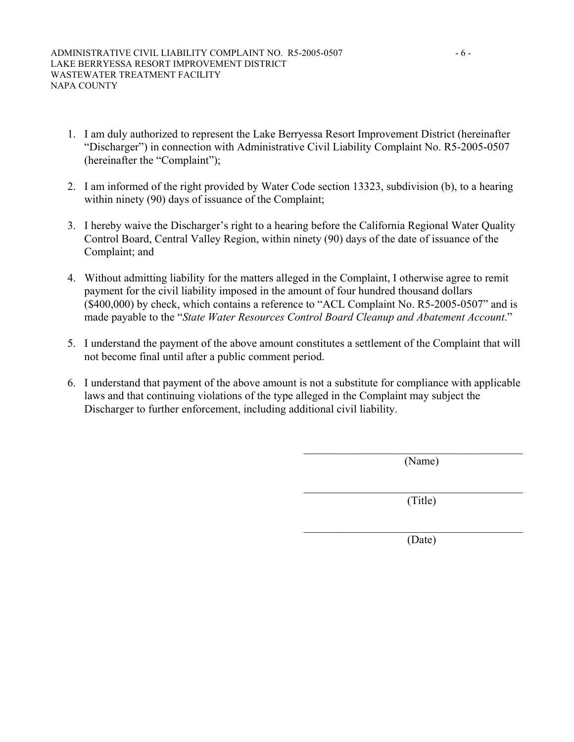1. I am duly authorized to represent the Lake Berryessa Resort Improvement District (hereinafter "Discharger") in connection with Administrative Civil Liability Complaint No. R5-2005-0507 (hereinafter the "Complaint");

2. I am informed of the right provided by Water Code section 13323, subdivision (b), to a hearing within ninety (90) days of issuance of the Complaint;

3. I hereby waive the Discharger's right to a hearing before the California Regional Water Quality Control Board, Central Valley Region, within ninety (90) days of the date of issuance of the Complaint; and

4. Without admitting liability for the matters alleged in the Complaint, I otherwise agree to remit payment for the civil liability imposed in the amount of four hundred thousand dollars ($400,000) by check, which contains a reference to "ACL Complaint No. R5-2005-0507" and is made payable to the "*State Water Resources Control Board Cleanup and Abatement Account*."

5. I understand the payment of the above amount constitutes a settlement of the Complaint that will not become final until after a public comment period.

6. I understand that payment of the above amount is not a substitute for compliance with applicable laws and that continuing violations of the type alleged in the Complaint may subject the Discharger to further enforcement, including additional civil liability.

\_\_\_\_\_\_\_\_\_\_\_\_\_\_\_\_\_\_\_\_\_\_\_\_\_\_\_\_\_\_\_\_\_\_\_\_\_\_\_\_
(Name)

\_\_\_\_\_\_\_\_\_\_\_\_\_\_\_\_\_\_\_\_\_\_\_\_\_\_\_\_\_\_\_\_\_\_\_\_\_\_\_\_
(Title)

\_\_\_\_\_\_\_\_\_\_\_\_\_\_\_\_\_\_\_\_\_\_\_\_\_\_\_\_\_\_\_\_\_\_\_\_\_\_\_\_
(Date)